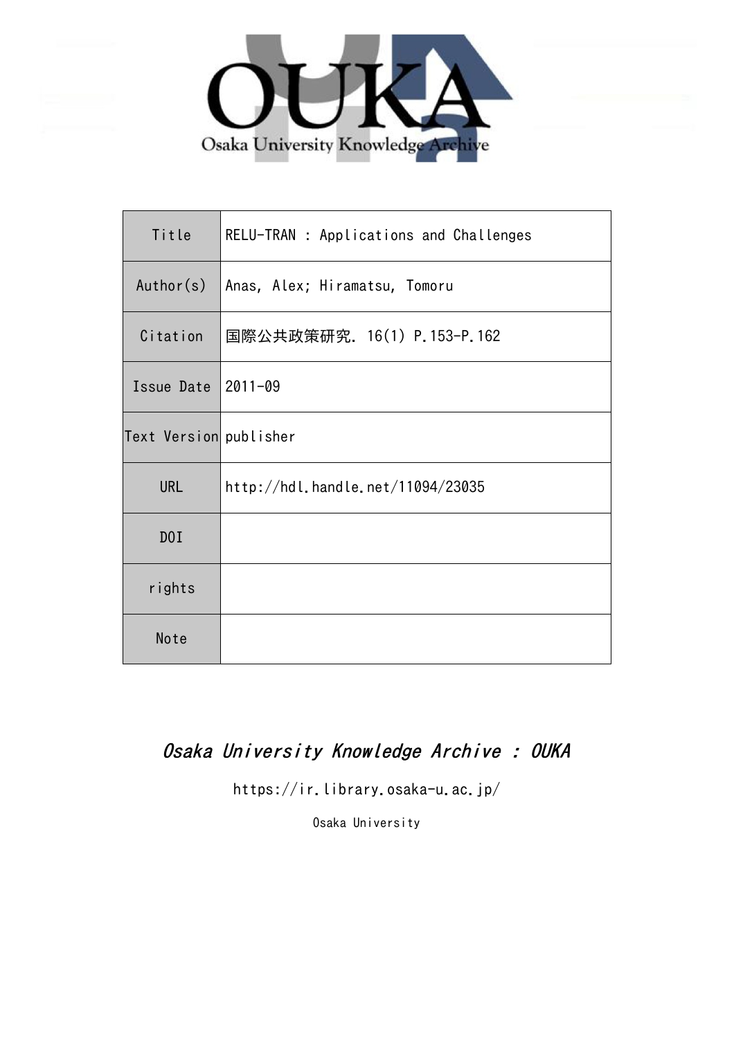Osaka University Knowledge Archive

| Title | RELU-TRAN : Applications and Challenges |
|---|---|
| Author(s) | Anas, Alex; Hiramatsu, Tomoru |
| Citation | 国際公共政策研究. 16(1) P.153-P.162 |
| Issue Date | 2011-09 |
| Text Version | publisher |
| URL | http://hdl.handle.net/11094/23035 |
| DOI | |
| rights | |
| Note | |

*Osaka University Knowledge Archive : OUKA*

https://ir.library.osaka-u.ac.jp/

Osaka University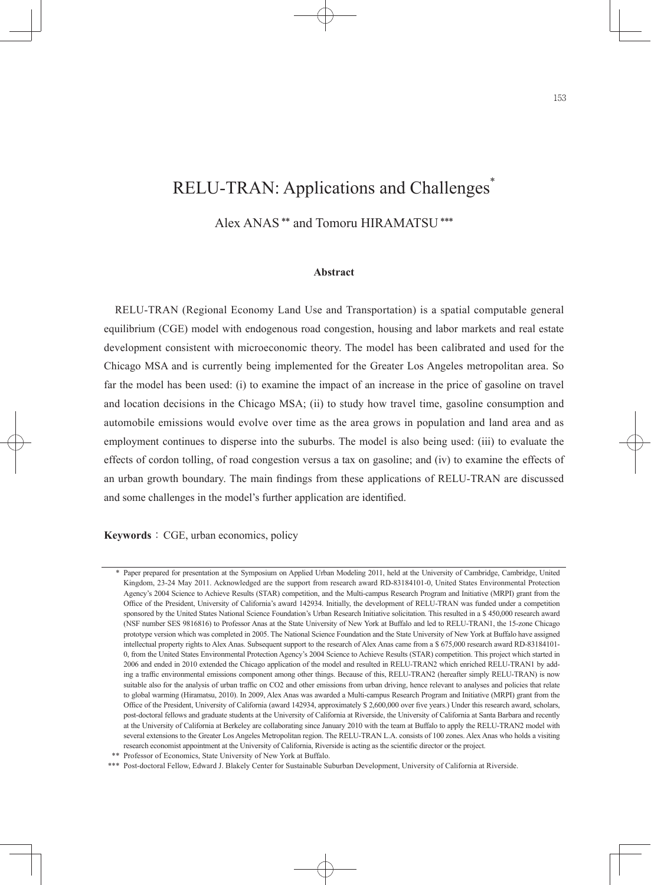# RELU-TRAN: Applications and Challenges*

Alex ANAS ** and Tomoru HIRAMATSU ***

### Abstract

RELU-TRAN (Regional Economy Land Use and Transportation) is a spatial computable general equilibrium (CGE) model with endogenous road congestion, housing and labor markets and real estate development consistent with microeconomic theory. The model has been calibrated and used for the Chicago MSA and is currently being implemented for the Greater Los Angeles metropolitan area. So far the model has been used: (i) to examine the impact of an increase in the price of gasoline on travel and location decisions in the Chicago MSA; (ii) to study how travel time, gasoline consumption and automobile emissions would evolve over time as the area grows in population and land area and as employment continues to disperse into the suburbs. The model is also being used: (iii) to evaluate the effects of cordon tolling, of road congestion versus a tax on gasoline; and (iv) to examine the effects of an urban growth boundary. The main findings from these applications of RELU-TRAN are discussed and some challenges in the model's further application are identified.

**Keywords**：CGE, urban economics, policy

---

\* Paper prepared for presentation at the Symposium on Applied Urban Modeling 2011, held at the University of Cambridge, Cambridge, United Kingdom, 23-24 May 2011. Acknowledged are the support from research award RD-83184101-0, United States Environmental Protection Agency's 2004 Science to Achieve Results (STAR) competition, and the Multi-campus Research Program and Initiative (MRPI) grant from the Office of the President, University of California's award 142934. Initially, the development of RELU-TRAN was funded under a competition sponsored by the United States National Science Foundation's Urban Research Initiative solicitation. This resulted in a \$ 450,000 research award (NSF number SES 9816816) to Professor Anas at the State University of New York at Buffalo and led to RELU-TRAN1, the 15-zone Chicago prototype version which was completed in 2005. The National Science Foundation and the State University of New York at Buffalo have assigned intellectual property rights to Alex Anas. Subsequent support to the research of Alex Anas came from a \$ 675,000 research award RD-83184101-0, from the United States Environmental Protection Agency's 2004 Science to Achieve Results (STAR) competition. This project which started in 2006 and ended in 2010 extended the Chicago application of the model and resulted in RELU-TRAN2 which enriched RELU-TRAN1 by adding a traffic environmental emissions component among other things. Because of this, RELU-TRAN2 (hereafter simply RELU-TRAN) is now suitable also for the analysis of urban traffic on CO2 and other emissions from urban driving, hence relevant to analyses and policies that relate to global warming (Hiramatsu, 2010). In 2009, Alex Anas was awarded a Multi-campus Research Program and Initiative (MRPI) grant from the Office of the President, University of California (award 142934, approximately \$ 2,600,000 over five years.) Under this research award, scholars, post-doctoral fellows and graduate students at the University of California at Riverside, the University of California at Santa Barbara and recently at the University of California at Berkeley are collaborating since January 2010 with the team at Buffalo to apply the RELU-TRAN2 model with several extensions to the Greater Los Angeles Metropolitan region. The RELU-TRAN L.A. consists of 100 zones. Alex Anas who holds a visiting research economist appointment at the University of California, Riverside is acting as the scientific director or the project.

\*\* Professor of Economics, State University of New York at Buffalo.

\*\*\* Post-doctoral Fellow, Edward J. Blakely Center for Sustainable Suburban Development, University of California at Riverside.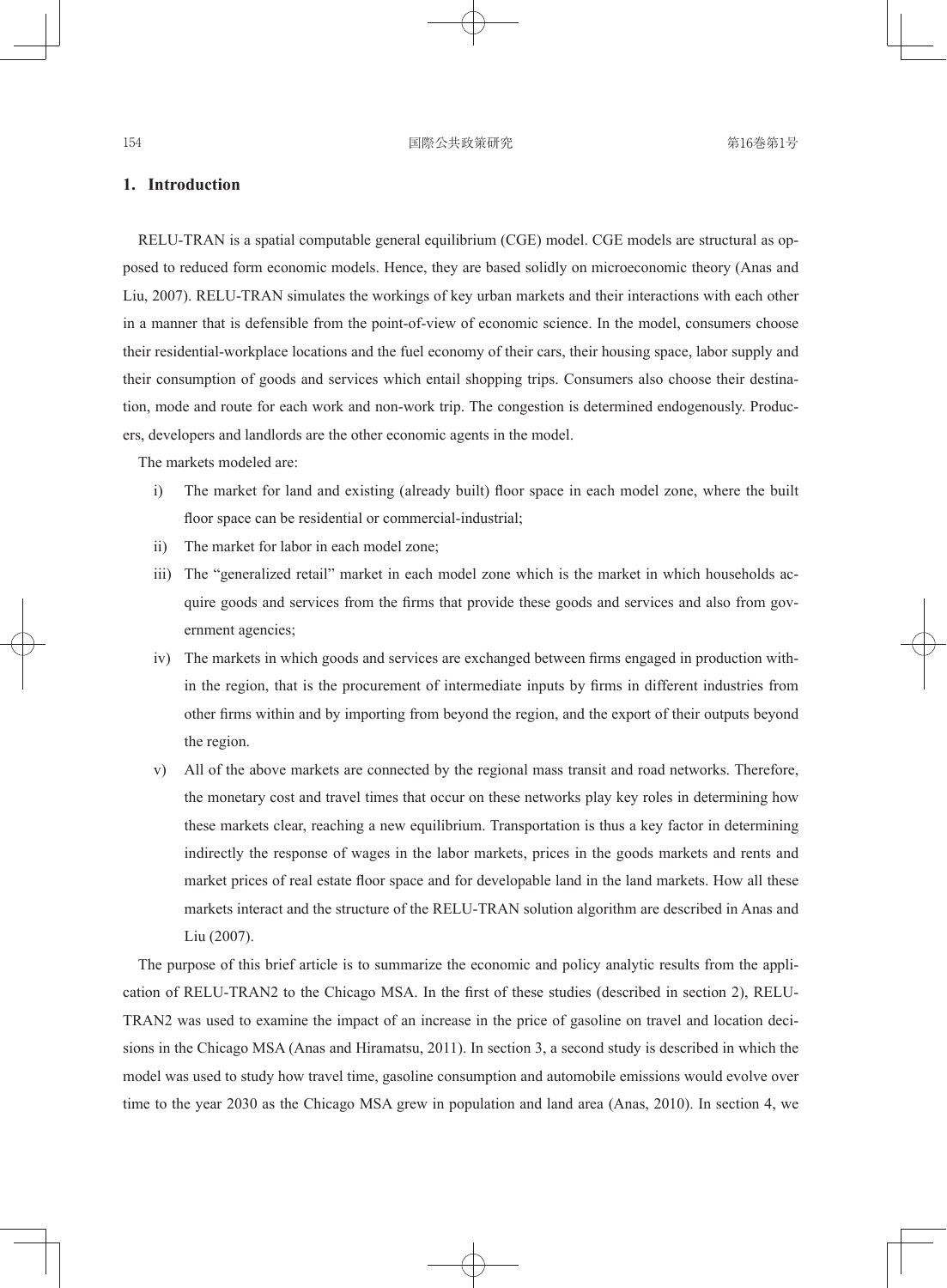## 1. Introduction

RELU-TRAN is a spatial computable general equilibrium (CGE) model. CGE models are structural as opposed to reduced form economic models. Hence, they are based solidly on microeconomic theory (Anas and Liu, 2007). RELU-TRAN simulates the workings of key urban markets and their interactions with each other in a manner that is defensible from the point-of-view of economic science. In the model, consumers choose their residential-workplace locations and the fuel economy of their cars, their housing space, labor supply and their consumption of goods and services which entail shopping trips. Consumers also choose their destination, mode and route for each work and non-work trip. The congestion is determined endogenously. Producers, developers and landlords are the other economic agents in the model.

The markets modeled are:

i) The market for land and existing (already built) floor space in each model zone, where the built floor space can be residential or commercial-industrial;

ii) The market for labor in each model zone;

iii) The "generalized retail" market in each model zone which is the market in which households acquire goods and services from the firms that provide these goods and services and also from government agencies;

iv) The markets in which goods and services are exchanged between firms engaged in production within the region, that is the procurement of intermediate inputs by firms in different industries from other firms within and by importing from beyond the region, and the export of their outputs beyond the region.

v) All of the above markets are connected by the regional mass transit and road networks. Therefore, the monetary cost and travel times that occur on these networks play key roles in determining how these markets clear, reaching a new equilibrium. Transportation is thus a key factor in determining indirectly the response of wages in the labor markets, prices in the goods markets and rents and market prices of real estate floor space and for developable land in the land markets. How all these markets interact and the structure of the RELU-TRAN solution algorithm are described in Anas and Liu (2007).

The purpose of this brief article is to summarize the economic and policy analytic results from the application of RELU-TRAN2 to the Chicago MSA. In the first of these studies (described in section 2), RELU-TRAN2 was used to examine the impact of an increase in the price of gasoline on travel and location decisions in the Chicago MSA (Anas and Hiramatsu, 2011). In section 3, a second study is described in which the model was used to study how travel time, gasoline consumption and automobile emissions would evolve over time to the year 2030 as the Chicago MSA grew in population and land area (Anas, 2010). In section 4, we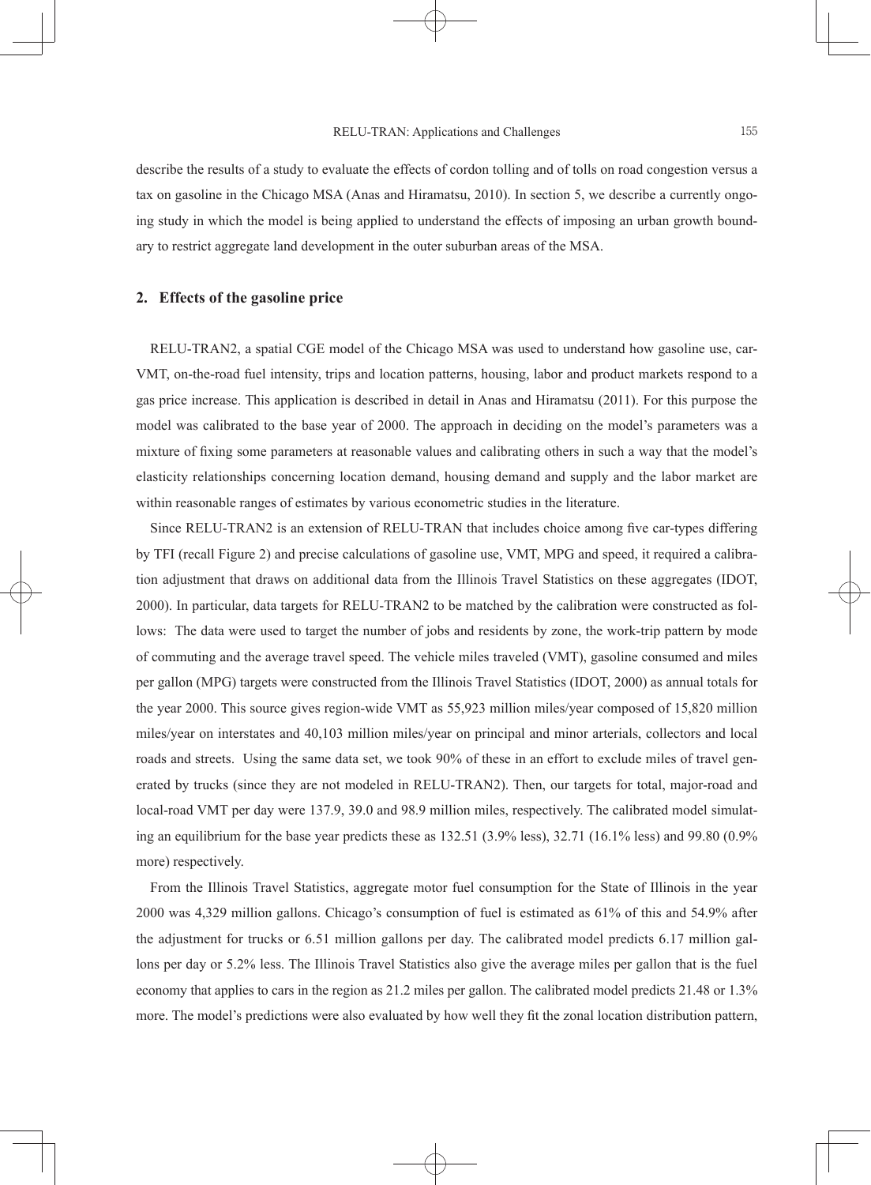describe the results of a study to evaluate the effects of cordon tolling and of tolls on road congestion versus a tax on gasoline in the Chicago MSA (Anas and Hiramatsu, 2010). In section 5, we describe a currently ongoing study in which the model is being applied to understand the effects of imposing an urban growth boundary to restrict aggregate land development in the outer suburban areas of the MSA.

## 2. Effects of the gasoline price

RELU-TRAN2, a spatial CGE model of the Chicago MSA was used to understand how gasoline use, car-VMT, on-the-road fuel intensity, trips and location patterns, housing, labor and product markets respond to a gas price increase. This application is described in detail in Anas and Hiramatsu (2011). For this purpose the model was calibrated to the base year of 2000. The approach in deciding on the model's parameters was a mixture of fixing some parameters at reasonable values and calibrating others in such a way that the model's elasticity relationships concerning location demand, housing demand and supply and the labor market are within reasonable ranges of estimates by various econometric studies in the literature.

Since RELU-TRAN2 is an extension of RELU-TRAN that includes choice among five car-types differing by TFI (recall Figure 2) and precise calculations of gasoline use, VMT, MPG and speed, it required a calibration adjustment that draws on additional data from the Illinois Travel Statistics on these aggregates (IDOT, 2000). In particular, data targets for RELU-TRAN2 to be matched by the calibration were constructed as follows: The data were used to target the number of jobs and residents by zone, the work-trip pattern by mode of commuting and the average travel speed. The vehicle miles traveled (VMT), gasoline consumed and miles per gallon (MPG) targets were constructed from the Illinois Travel Statistics (IDOT, 2000) as annual totals for the year 2000. This source gives region-wide VMT as 55,923 million miles/year composed of 15,820 million miles/year on interstates and 40,103 million miles/year on principal and minor arterials, collectors and local roads and streets. Using the same data set, we took 90% of these in an effort to exclude miles of travel generated by trucks (since they are not modeled in RELU-TRAN2). Then, our targets for total, major-road and local-road VMT per day were 137.9, 39.0 and 98.9 million miles, respectively. The calibrated model simulating an equilibrium for the base year predicts these as 132.51 (3.9% less), 32.71 (16.1% less) and 99.80 (0.9% more) respectively.

From the Illinois Travel Statistics, aggregate motor fuel consumption for the State of Illinois in the year 2000 was 4,329 million gallons. Chicago's consumption of fuel is estimated as 61% of this and 54.9% after the adjustment for trucks or 6.51 million gallons per day. The calibrated model predicts 6.17 million gallons per day or 5.2% less. The Illinois Travel Statistics also give the average miles per gallon that is the fuel economy that applies to cars in the region as 21.2 miles per gallon. The calibrated model predicts 21.48 or 1.3% more. The model's predictions were also evaluated by how well they fit the zonal location distribution pattern,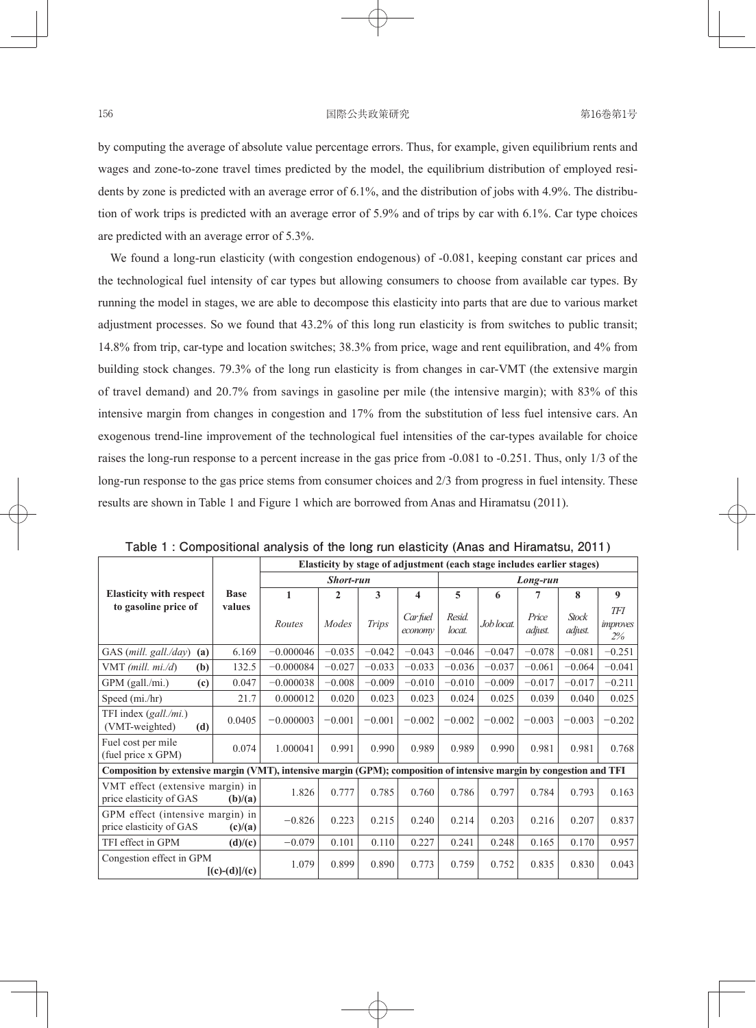by computing the average of absolute value percentage errors. Thus, for example, given equilibrium rents and wages and zone-to-zone travel times predicted by the model, the equilibrium distribution of employed residents by zone is predicted with an average error of 6.1%, and the distribution of jobs with 4.9%. The distribution of work trips is predicted with an average error of 5.9% and of trips by car with 6.1%. Car type choices are predicted with an average error of 5.3%.

We found a long-run elasticity (with congestion endogenous) of -0.081, keeping constant car prices and the technological fuel intensity of car types but allowing consumers to choose from available car types. By running the model in stages, we are able to decompose this elasticity into parts that are due to various market adjustment processes. So we found that 43.2% of this long run elasticity is from switches to public transit; 14.8% from trip, car-type and location switches; 38.3% from price, wage and rent equilibration, and 4% from building stock changes. 79.3% of the long run elasticity is from changes in car-VMT (the extensive margin of travel demand) and 20.7% from savings in gasoline per mile (the intensive margin); with 83% of this intensive margin from changes in congestion and 17% from the substitution of less fuel intensive cars. An exogenous trend-line improvement of the technological fuel intensities of the car-types available for choice raises the long-run response to a percent increase in the gas price from -0.081 to -0.251. Thus, only 1/3 of the long-run response to the gas price stems from consumer choices and 2/3 from progress in fuel intensity. These results are shown in Table 1 and Figure 1 which are borrowed from Anas and Hiramatsu (2011).

**Table 1 : Compositional analysis of the long run elasticity (Anas and Hiramatsu, 2011)**

| Elasticity with respect to gasoline price of | Base values | Elasticity by stage of adjustment (each stage includes earlier stages) | | | | | | | | |
|---|---|---|---|---|---|---|---|---|---|---|
| | | ***Short-run*** | | | | ***Long-run*** | | | | |
| | | 1 | 2 | 3 | 4 | 5 | 6 | 7 | 8 | 9 |
| | | *Routes* | *Modes* | *Trips* | *Car fuel economy* | *Resid. locat.* | *Job locat.* | *Price adjust.* | *Stock adjust.* | *TFI improves 2%* |
| GAS (*mill. gall./day*) **(a)** | 6.169 | −0.000046 | −0.035 | −0.042 | −0.043 | −0.046 | −0.047 | −0.078 | −0.081 | −0.251 |
| VMT (*mill. mi./d*) **(b)** | 132.5 | −0.000084 | −0.027 | −0.033 | −0.033 | −0.036 | −0.037 | −0.061 | −0.064 | −0.041 |
| GPM (gall./mi.) **(c)** | 0.047 | −0.000038 | −0.008 | −0.009 | −0.010 | −0.010 | −0.009 | −0.017 | −0.017 | −0.211 |
| Speed (mi./hr) | 21.7 | 0.000012 | 0.020 | 0.023 | 0.023 | 0.024 | 0.025 | 0.039 | 0.040 | 0.025 |
| TFI index (*gall./mi.*) (VMT-weighted) **(d)** | 0.0405 | −0.000003 | −0.001 | −0.001 | −0.002 | −0.002 | −0.002 | −0.003 | −0.003 | −0.202 |
| Fuel cost per mile (fuel price x GPM) | 0.074 | 1.000041 | 0.991 | 0.990 | 0.989 | 0.989 | 0.990 | 0.981 | 0.981 | 0.768 |
| **Composition by extensive margin (VMT), intensive margin (GPM); composition of intensive margin by congestion and TFI** | | | | | | | | | | |
| VMT effect (extensive margin) in price elasticity of GAS **(b)/(a)** | | 1.826 | 0.777 | 0.785 | 0.760 | 0.786 | 0.797 | 0.784 | 0.793 | 0.163 |
| GPM effect (intensive margin) in price elasticity of GAS **(c)/(a)** | | −0.826 | 0.223 | 0.215 | 0.240 | 0.214 | 0.203 | 0.216 | 0.207 | 0.837 |
| TFI effect in GPM **(d)/(c)** | | −0.079 | 0.101 | 0.110 | 0.227 | 0.241 | 0.248 | 0.165 | 0.170 | 0.957 |
| Congestion effect in GPM **[(c)-(d)]/(c)** | | 1.079 | 0.899 | 0.890 | 0.773 | 0.759 | 0.752 | 0.835 | 0.830 | 0.043 |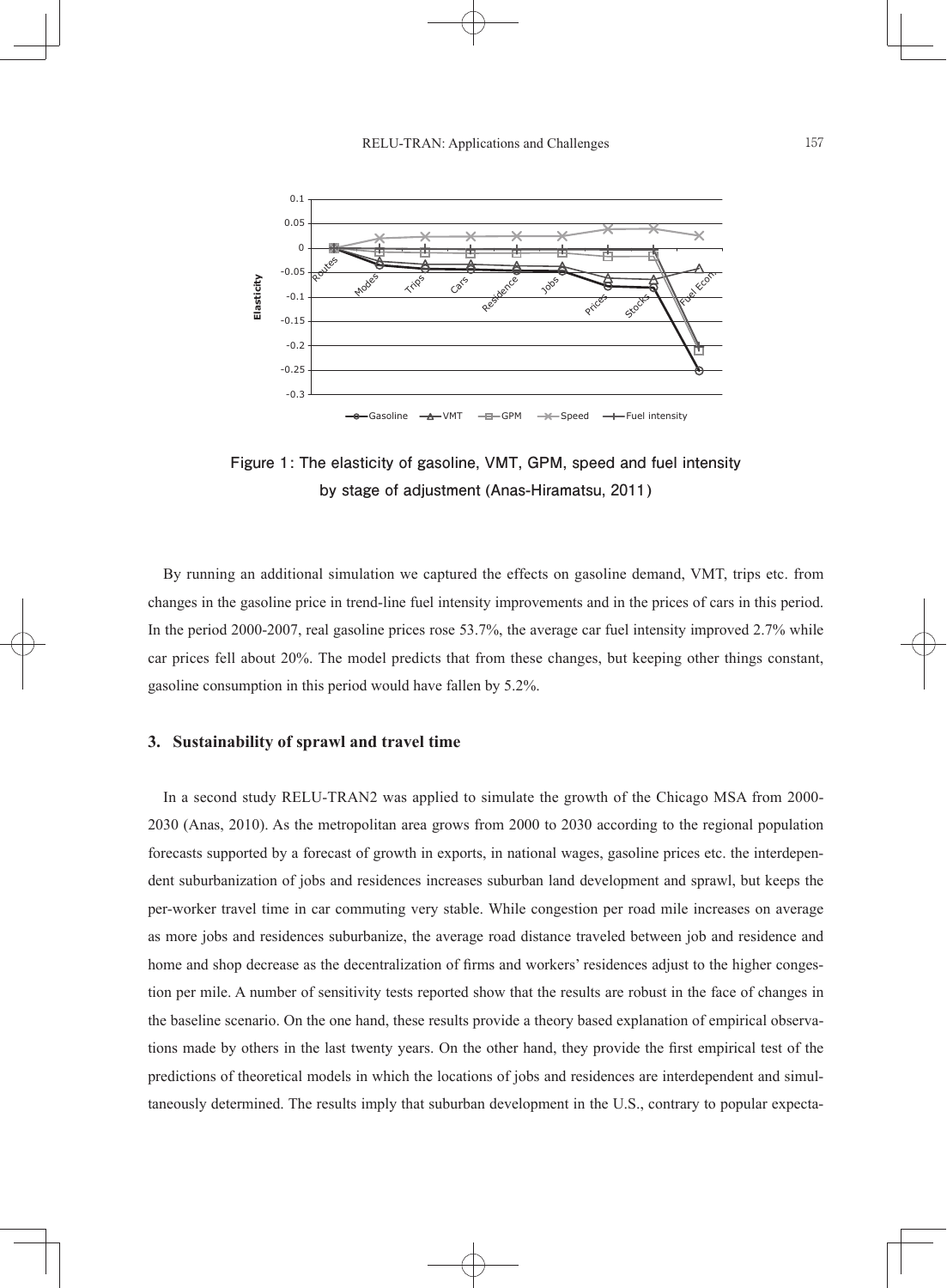**Figure 1: The elasticity of gasoline, VMT, GPM, speed and fuel intensity by stage of adjustment (Anas-Hiramatsu, 2011)**

By running an additional simulation we captured the effects on gasoline demand, VMT, trips etc. from changes in the gasoline price in trend-line fuel intensity improvements and in the prices of cars in this period. In the period 2000-2007, real gasoline prices rose 53.7%, the average car fuel intensity improved 2.7% while car prices fell about 20%. The model predicts that from these changes, but keeping other things constant, gasoline consumption in this period would have fallen by 5.2%.

### 3. Sustainability of sprawl and travel time

In a second study RELU-TRAN2 was applied to simulate the growth of the Chicago MSA from 2000-2030 (Anas, 2010). As the metropolitan area grows from 2000 to 2030 according to the regional population forecasts supported by a forecast of growth in exports, in national wages, gasoline prices etc. the interdependent suburbanization of jobs and residences increases suburban land development and sprawl, but keeps the per-worker travel time in car commuting very stable. While congestion per road mile increases on average as more jobs and residences suburbanize, the average road distance traveled between job and residence and home and shop decrease as the decentralization of firms and workers' residences adjust to the higher congestion per mile. A number of sensitivity tests reported show that the results are robust in the face of changes in the baseline scenario. On the one hand, these results provide a theory based explanation of empirical observations made by others in the last twenty years. On the other hand, they provide the first empirical test of the predictions of theoretical models in which the locations of jobs and residences are interdependent and simultaneously determined. The results imply that suburban development in the U.S., contrary to popular expecta-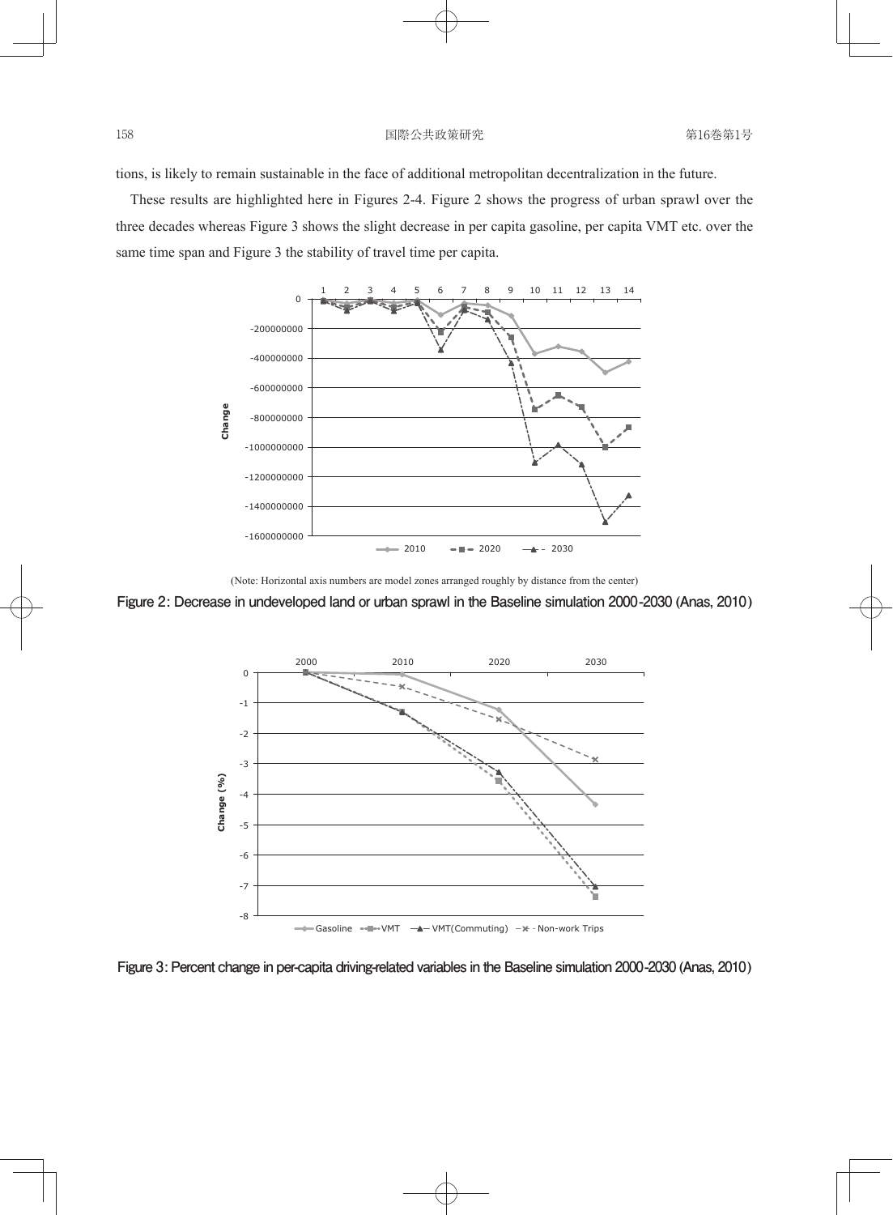tions, is likely to remain sustainable in the face of additional metropolitan decentralization in the future.

These results are highlighted here in Figures 2-4. Figure 2 shows the progress of urban sprawl over the three decades whereas Figure 3 shows the slight decrease in per capita gasoline, per capita VMT etc. over the same time span and Figure 3 the stability of travel time per capita.

(Note: Horizontal axis numbers are model zones arranged roughly by distance from the center)

**Figure 2: Decrease in undeveloped land or urban sprawl in the Baseline simulation 2000-2030 (Anas, 2010)**

**Figure 3: Percent change in per-capita driving-related variables in the Baseline simulation 2000-2030 (Anas, 2010)**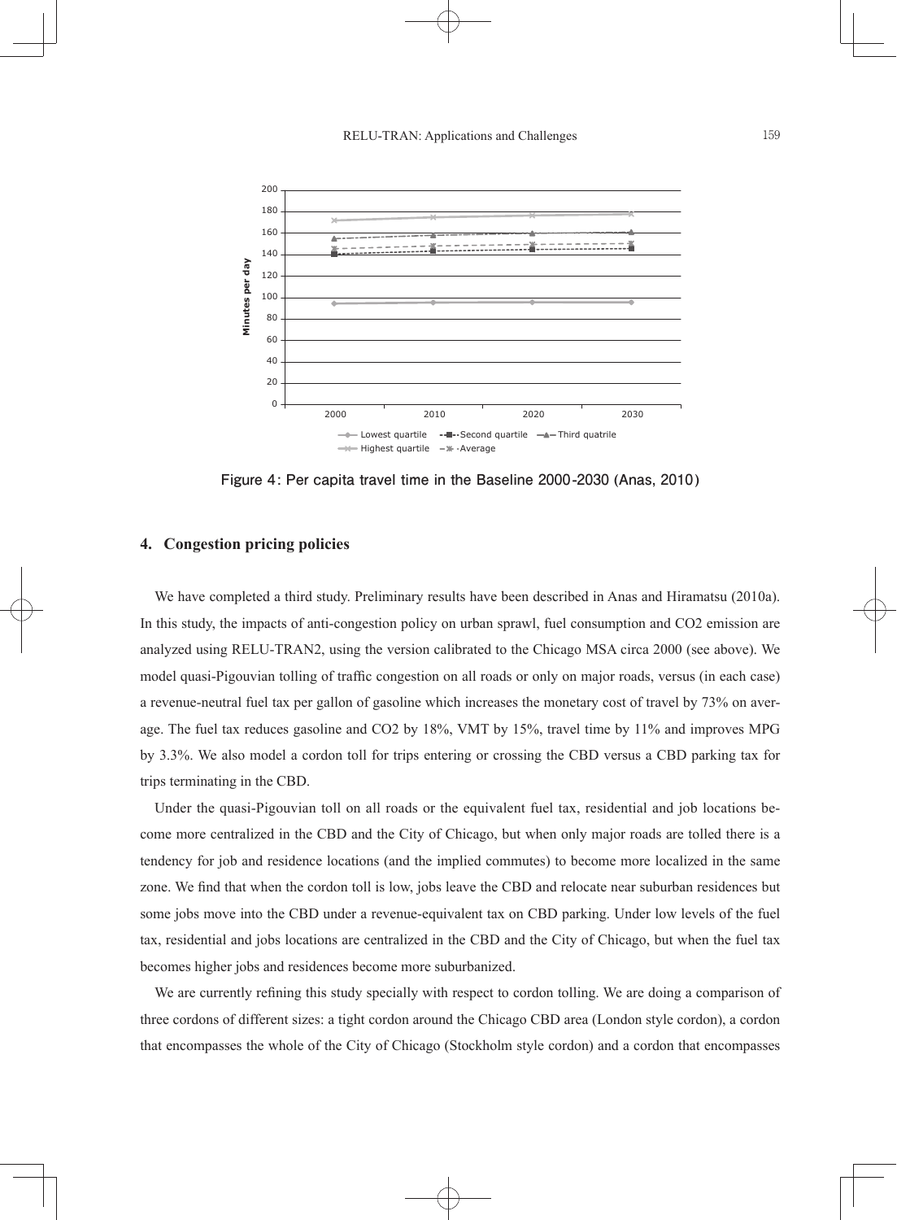Figure 4: Per capita travel time in the Baseline 2000-2030 (Anas, 2010)

## 4. Congestion pricing policies

We have completed a third study. Preliminary results have been described in Anas and Hiramatsu (2010a). In this study, the impacts of anti-congestion policy on urban sprawl, fuel consumption and CO2 emission are analyzed using RELU-TRAN2, using the version calibrated to the Chicago MSA circa 2000 (see above). We model quasi-Pigouvian tolling of traffic congestion on all roads or only on major roads, versus (in each case) a revenue-neutral fuel tax per gallon of gasoline which increases the monetary cost of travel by 73% on average. The fuel tax reduces gasoline and CO2 by 18%, VMT by 15%, travel time by 11% and improves MPG by 3.3%. We also model a cordon toll for trips entering or crossing the CBD versus a CBD parking tax for trips terminating in the CBD.

Under the quasi-Pigouvian toll on all roads or the equivalent fuel tax, residential and job locations become more centralized in the CBD and the City of Chicago, but when only major roads are tolled there is a tendency for job and residence locations (and the implied commutes) to become more localized in the same zone. We find that when the cordon toll is low, jobs leave the CBD and relocate near suburban residences but some jobs move into the CBD under a revenue-equivalent tax on CBD parking. Under low levels of the fuel tax, residential and jobs locations are centralized in the CBD and the City of Chicago, but when the fuel tax becomes higher jobs and residences become more suburbanized.

We are currently refining this study specially with respect to cordon tolling. We are doing a comparison of three cordons of different sizes: a tight cordon around the Chicago CBD area (London style cordon), a cordon that encompasses the whole of the City of Chicago (Stockholm style cordon) and a cordon that encompasses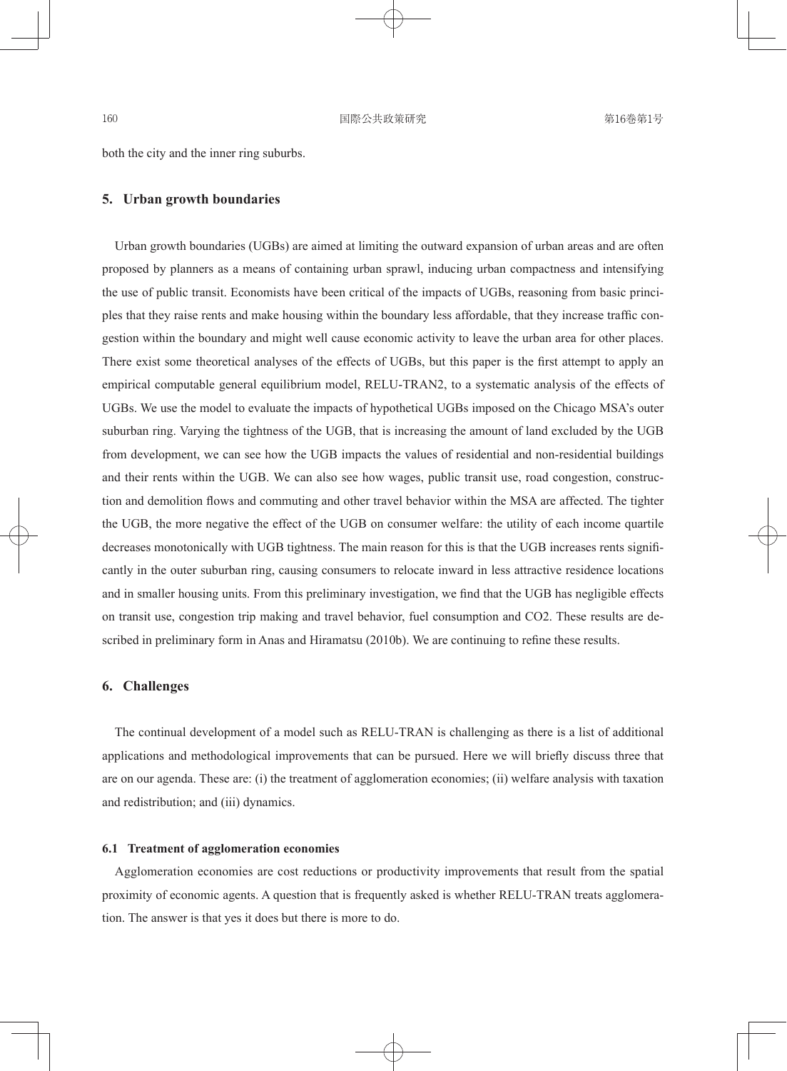both the city and the inner ring suburbs.

## 5. Urban growth boundaries

Urban growth boundaries (UGBs) are aimed at limiting the outward expansion of urban areas and are often proposed by planners as a means of containing urban sprawl, inducing urban compactness and intensifying the use of public transit. Economists have been critical of the impacts of UGBs, reasoning from basic principles that they raise rents and make housing within the boundary less affordable, that they increase traffic congestion within the boundary and might well cause economic activity to leave the urban area for other places. There exist some theoretical analyses of the effects of UGBs, but this paper is the first attempt to apply an empirical computable general equilibrium model, RELU-TRAN2, to a systematic analysis of the effects of UGBs. We use the model to evaluate the impacts of hypothetical UGBs imposed on the Chicago MSA's outer suburban ring. Varying the tightness of the UGB, that is increasing the amount of land excluded by the UGB from development, we can see how the UGB impacts the values of residential and non-residential buildings and their rents within the UGB. We can also see how wages, public transit use, road congestion, construction and demolition flows and commuting and other travel behavior within the MSA are affected. The tighter the UGB, the more negative the effect of the UGB on consumer welfare: the utility of each income quartile decreases monotonically with UGB tightness. The main reason for this is that the UGB increases rents significantly in the outer suburban ring, causing consumers to relocate inward in less attractive residence locations and in smaller housing units. From this preliminary investigation, we find that the UGB has negligible effects on transit use, congestion trip making and travel behavior, fuel consumption and CO2. These results are described in preliminary form in Anas and Hiramatsu (2010b). We are continuing to refine these results.

## 6. Challenges

The continual development of a model such as RELU-TRAN is challenging as there is a list of additional applications and methodological improvements that can be pursued. Here we will briefly discuss three that are on our agenda. These are: (i) the treatment of agglomeration economies; (ii) welfare analysis with taxation and redistribution; and (iii) dynamics.

### 6.1 Treatment of agglomeration economies

Agglomeration economies are cost reductions or productivity improvements that result from the spatial proximity of economic agents. A question that is frequently asked is whether RELU-TRAN treats agglomeration. The answer is that yes it does but there is more to do.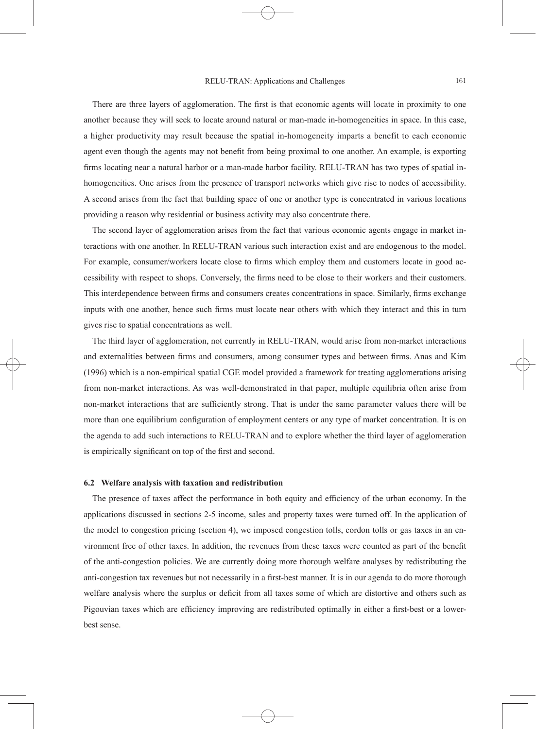There are three layers of agglomeration. The first is that economic agents will locate in proximity to one another because they will seek to locate around natural or man-made in-homogeneities in space. In this case, a higher productivity may result because the spatial in-homogeneity imparts a benefit to each economic agent even though the agents may not benefit from being proximal to one another. An example, is exporting firms locating near a natural harbor or a man-made harbor facility. RELU-TRAN has two types of spatial in-homogeneities. One arises from the presence of transport networks which give rise to nodes of accessibility. A second arises from the fact that building space of one or another type is concentrated in various locations providing a reason why residential or business activity may also concentrate there.

The second layer of agglomeration arises from the fact that various economic agents engage in market interactions with one another. In RELU-TRAN various such interaction exist and are endogenous to the model. For example, consumer/workers locate close to firms which employ them and customers locate in good accessibility with respect to shops. Conversely, the firms need to be close to their workers and their customers. This interdependence between firms and consumers creates concentrations in space. Similarly, firms exchange inputs with one another, hence such firms must locate near others with which they interact and this in turn gives rise to spatial concentrations as well.

The third layer of agglomeration, not currently in RELU-TRAN, would arise from non-market interactions and externalities between firms and consumers, among consumer types and between firms. Anas and Kim (1996) which is a non-empirical spatial CGE model provided a framework for treating agglomerations arising from non-market interactions. As was well-demonstrated in that paper, multiple equilibria often arise from non-market interactions that are sufficiently strong. That is under the same parameter values there will be more than one equilibrium configuration of employment centers or any type of market concentration. It is on the agenda to add such interactions to RELU-TRAN and to explore whether the third layer of agglomeration is empirically significant on top of the first and second.

### 6.2 Welfare analysis with taxation and redistribution

The presence of taxes affect the performance in both equity and efficiency of the urban economy. In the applications discussed in sections 2-5 income, sales and property taxes were turned off. In the application of the model to congestion pricing (section 4), we imposed congestion tolls, cordon tolls or gas taxes in an environment free of other taxes. In addition, the revenues from these taxes were counted as part of the benefit of the anti-congestion policies. We are currently doing more thorough welfare analyses by redistributing the anti-congestion tax revenues but not necessarily in a first-best manner. It is in our agenda to do more thorough welfare analysis where the surplus or deficit from all taxes some of which are distortive and others such as Pigouvian taxes which are efficiency improving are redistributed optimally in either a first-best or a lower-best sense.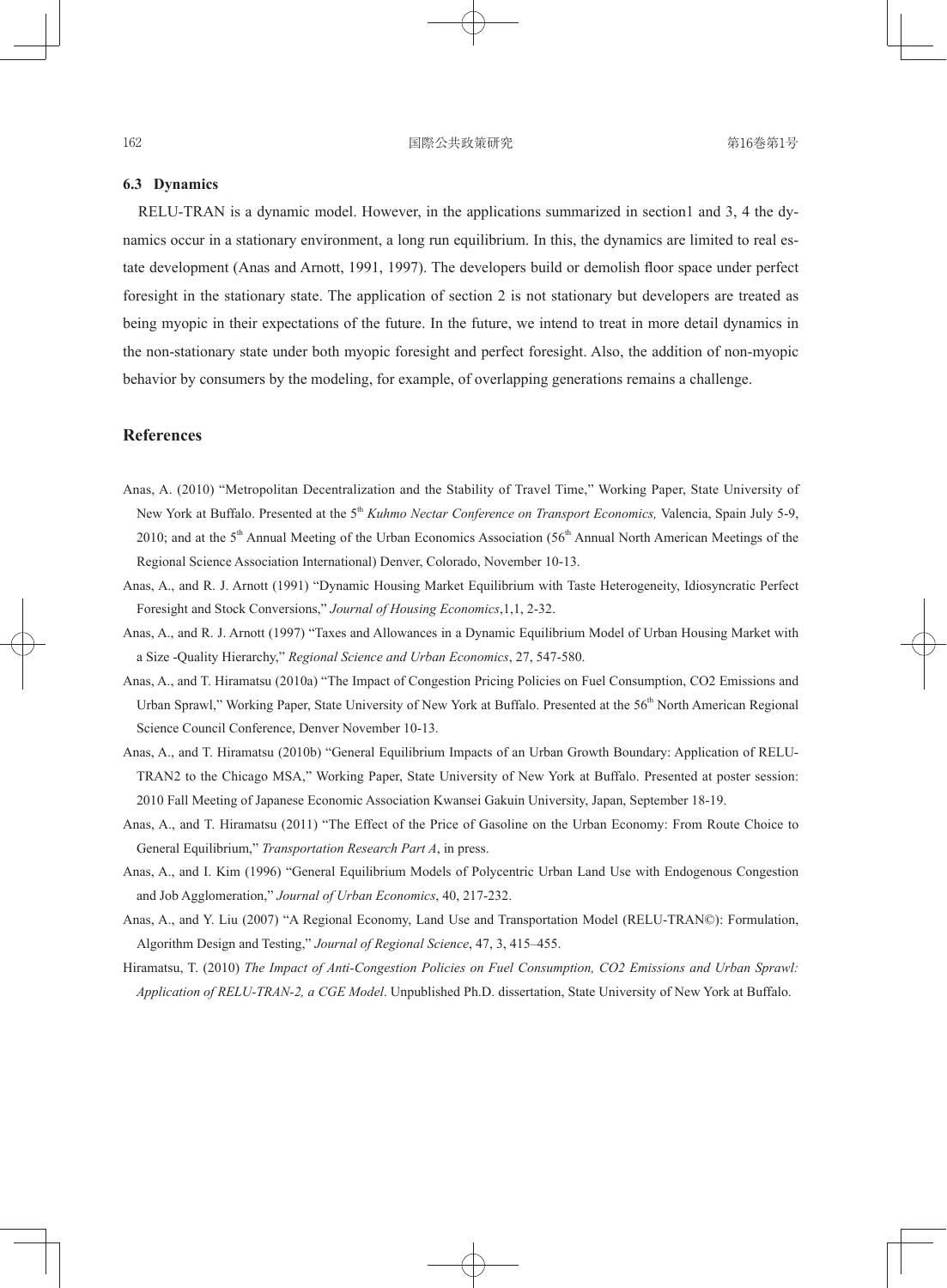### 6.3 Dynamics

RELU-TRAN is a dynamic model. However, in the applications summarized in section1 and 3, 4 the dynamics occur in a stationary environment, a long run equilibrium. In this, the dynamics are limited to real estate development (Anas and Arnott, 1991, 1997). The developers build or demolish floor space under perfect foresight in the stationary state. The application of section 2 is not stationary but developers are treated as being myopic in their expectations of the future. In the future, we intend to treat in more detail dynamics in the non-stationary state under both myopic foresight and perfect foresight. Also, the addition of non-myopic behavior by consumers by the modeling, for example, of overlapping generations remains a challenge.

## References

Anas, A. (2010) "Metropolitan Decentralization and the Stability of Travel Time," Working Paper, State University of New York at Buffalo. Presented at the 5th *Kuhmo Nectar Conference on Transport Economics,* Valencia, Spain July 5-9, 2010; and at the 5th Annual Meeting of the Urban Economics Association (56th Annual North American Meetings of the Regional Science Association International) Denver, Colorado, November 10-13.

Anas, A., and R. J. Arnott (1991) "Dynamic Housing Market Equilibrium with Taste Heterogeneity, Idiosyncratic Perfect Foresight and Stock Conversions," *Journal of Housing Economics*,1,1, 2-32.

Anas, A., and R. J. Arnott (1997) "Taxes and Allowances in a Dynamic Equilibrium Model of Urban Housing Market with a Size -Quality Hierarchy," *Regional Science and Urban Economics*, 27, 547-580.

Anas, A., and T. Hiramatsu (2010a) "The Impact of Congestion Pricing Policies on Fuel Consumption, CO2 Emissions and Urban Sprawl," Working Paper, State University of New York at Buffalo. Presented at the 56th North American Regional Science Council Conference, Denver November 10-13.

Anas, A., and T. Hiramatsu (2010b) "General Equilibrium Impacts of an Urban Growth Boundary: Application of RELU-TRAN2 to the Chicago MSA," Working Paper, State University of New York at Buffalo. Presented at poster session: 2010 Fall Meeting of Japanese Economic Association Kwansei Gakuin University, Japan, September 18-19.

Anas, A., and T. Hiramatsu (2011) "The Effect of the Price of Gasoline on the Urban Economy: From Route Choice to General Equilibrium," *Transportation Research Part A*, in press.

Anas, A., and I. Kim (1996) "General Equilibrium Models of Polycentric Urban Land Use with Endogenous Congestion and Job Agglomeration," *Journal of Urban Economics*, 40, 217-232.

Anas, A., and Y. Liu (2007) "A Regional Economy, Land Use and Transportation Model (RELU-TRAN©): Formulation, Algorithm Design and Testing," *Journal of Regional Science*, 47, 3, 415–455.

Hiramatsu, T. (2010) *The Impact of Anti-Congestion Policies on Fuel Consumption, CO2 Emissions and Urban Sprawl: Application of RELU-TRAN-2, a CGE Model*. Unpublished Ph.D. dissertation, State University of New York at Buffalo.